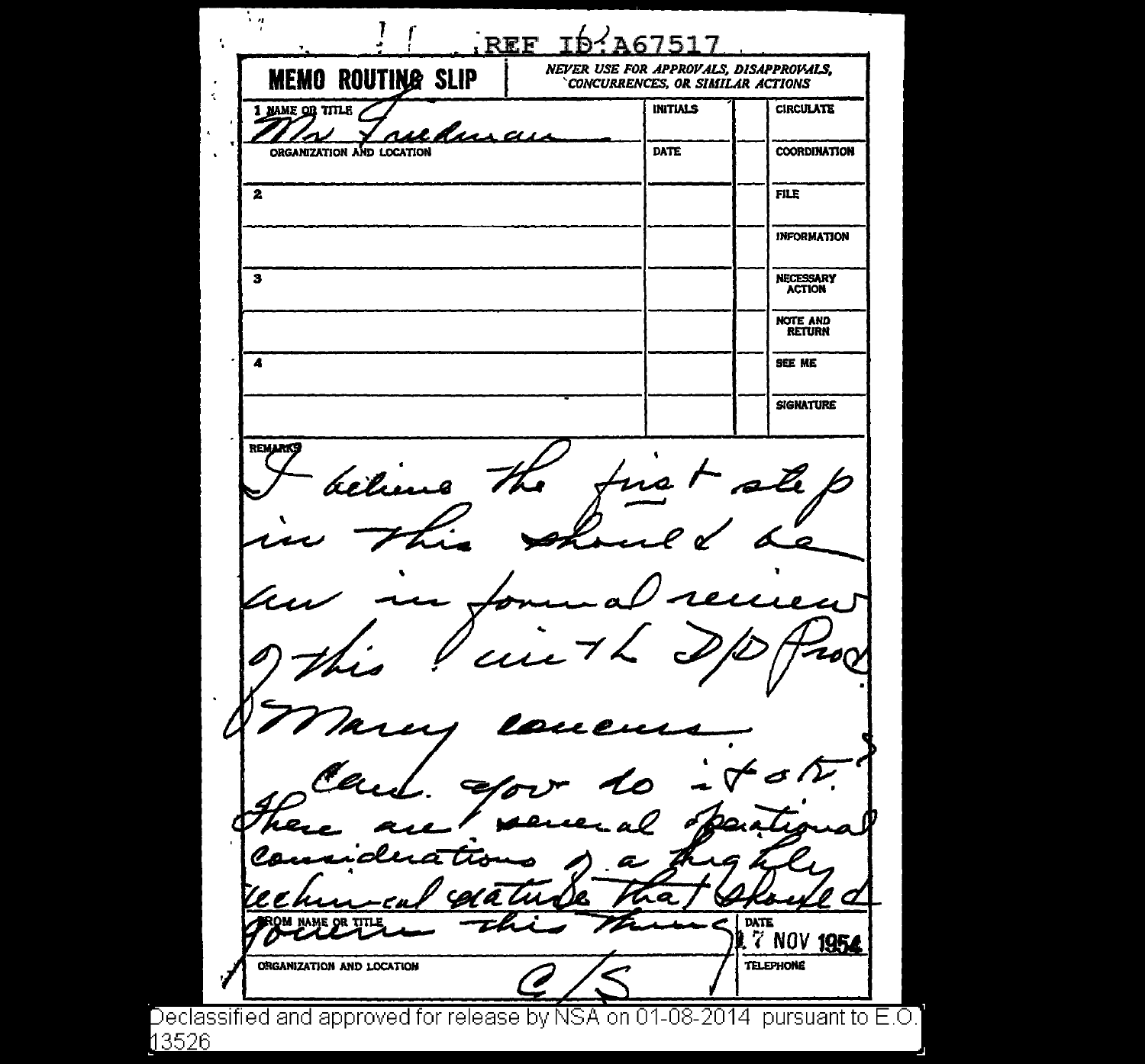REF ID:A67517

**MEMO ROUTING SLIP**

*NEVER USE FOR APPROVALS, DISAPPROVALS, CONCURRENCES, OR SIMILAR ACTIONS*

| NAME OR TITLE | INITIALS | | |
|---|---|---|---|
| 1 Mr Friedman | | | CIRCULATE |
| ORGANIZATION AND LOCATION | DATE | | COORDINATION |
| 2 | | | FILE |
| | | | INFORMATION |
| 3 | | | NECESSARY ACTION |
| | | | NOTE AND RETURN |
| 4 | | | SEE ME |
| | | | SIGNATURE |

REMARKS

I believe the first step in this should be an informal review of this with the D/D Prod & Many concerns.

Can you do it & ok? There are several operational considerations of a highly technical nature that should govern this thing

FROM NAME OR TITLE: C/S

DATE: 17 NOV 1954

ORGANIZATION AND LOCATION

TELEPHONE

Declassified and approved for release by NSA on 01-08-2014 pursuant to E.O. 13526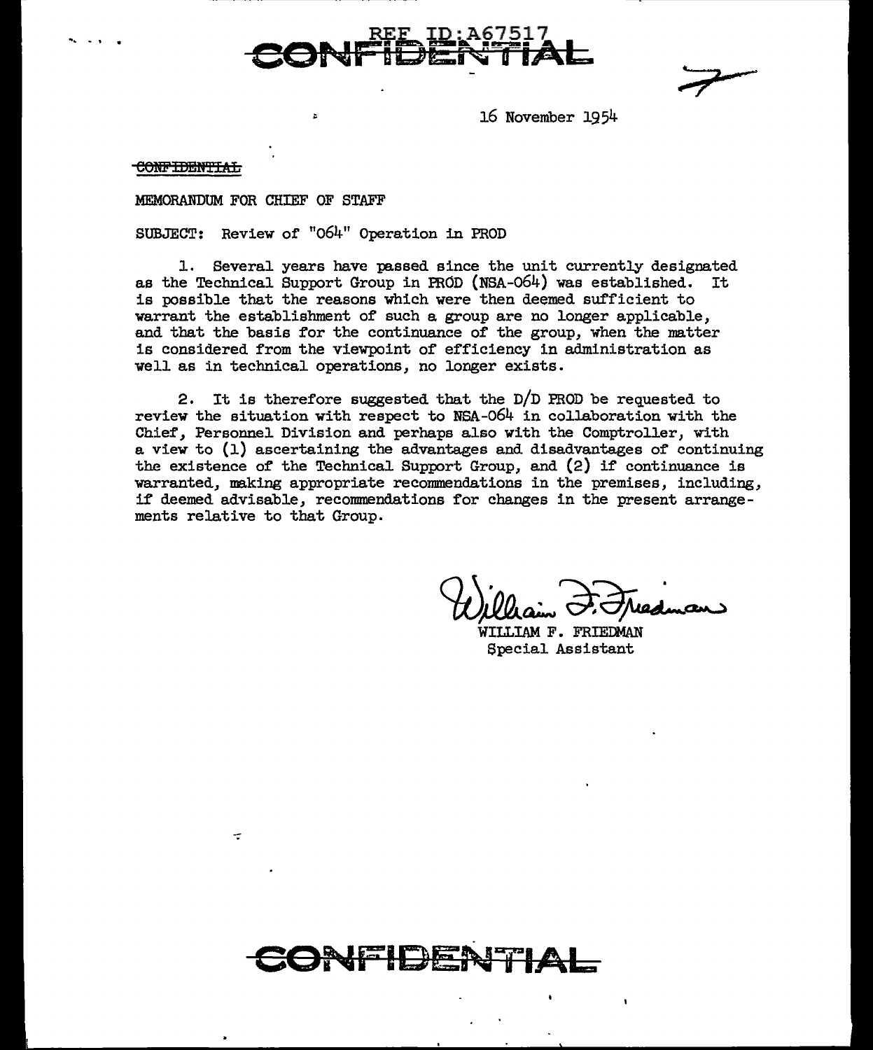REF ID:A67517

CONFIDENTIAL

16 November 1954

~~CONFIDENTIAL~~

MEMORANDUM FOR CHIEF OF STAFF

SUBJECT: Review of "064" Operation in PROD

1. Several years have passed since the unit currently designated as the Technical Support Group in PROD (NSA-064) was established. It is possible that the reasons which were then deemed sufficient to warrant the establishment of such a group are no longer applicable, and that the basis for the continuance of the group, when the matter is considered from the viewpoint of efficiency in administration as well as in technical operations, no longer exists.

2. It is therefore suggested that the D/D PROD be requested to review the situation with respect to NSA-064 in collaboration with the Chief, Personnel Division and perhaps also with the Comptroller, with a view to (1) ascertaining the advantages and disadvantages of continuing the existence of the Technical Support Group, and (2) if continuance is warranted, making appropriate recommendations in the premises, including, if deemed advisable, recommendations for changes in the present arrangements relative to that Group.

William F. Friedman

WILLIAM F. FRIEDMAN
Special Assistant

CONFIDENTIAL